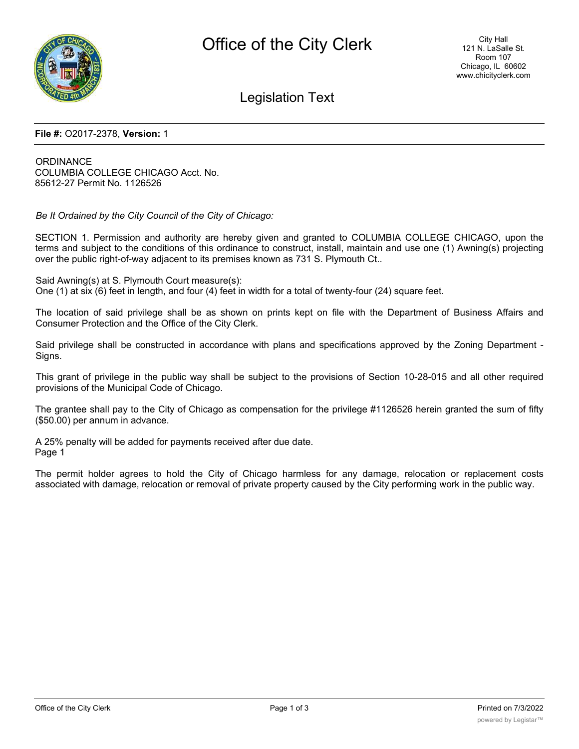# Office of the City Clerk

City Hall
121 N. LaSalle St.
Room 107
Chicago, IL 60602
www.chicityclerk.com

## Legislation Text

**File #:** O2017-2378, **Version:** 1

ORDINANCE
COLUMBIA COLLEGE CHICAGO Acct. No.
85612-27 Permit No. 1126526

*Be It Ordained by the City Council of the City of Chicago:*

SECTION 1. Permission and authority are hereby given and granted to COLUMBIA COLLEGE CHICAGO, upon the terms and subject to the conditions of this ordinance to construct, install, maintain and use one (1) Awning(s) projecting over the public right-of-way adjacent to its premises known as 731 S. Plymouth Ct..

Said Awning(s) at S. Plymouth Court measure(s):
One (1) at six (6) feet in length, and four (4) feet in width for a total of twenty-four (24) square feet.

The location of said privilege shall be as shown on prints kept on file with the Department of Business Affairs and Consumer Protection and the Office of the City Clerk.

Said privilege shall be constructed in accordance with plans and specifications approved by the Zoning Department - Signs.

This grant of privilege in the public way shall be subject to the provisions of Section 10-28-015 and all other required provisions of the Municipal Code of Chicago.

The grantee shall pay to the City of Chicago as compensation for the privilege #1126526 herein granted the sum of fifty ($50.00) per annum in advance.

A 25% penalty will be added for payments received after due date.
Page 1

The permit holder agrees to hold the City of Chicago harmless for any damage, relocation or replacement costs associated with damage, relocation or removal of private property caused by the City performing work in the public way.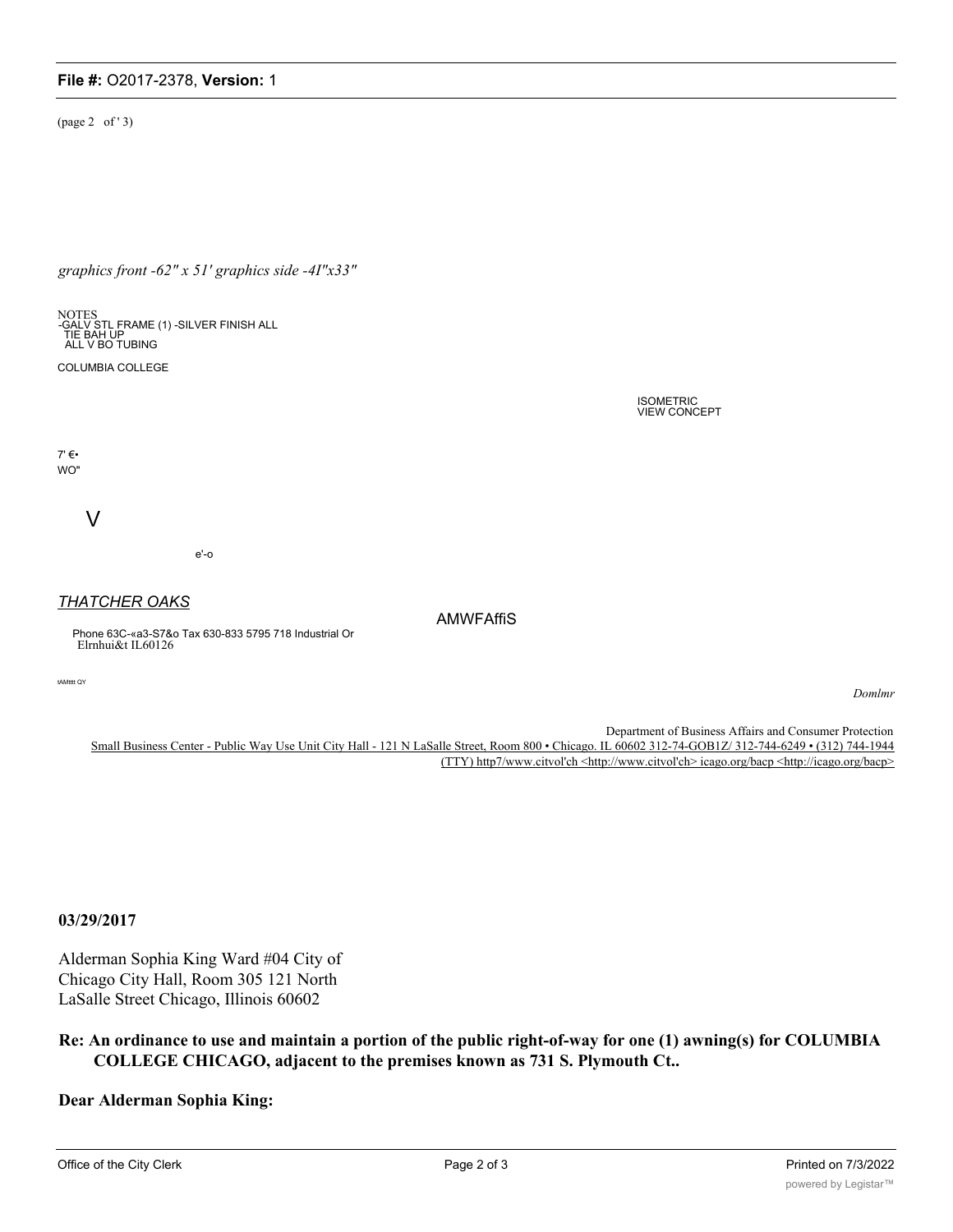(page 2 of ' 3)

*graphics front -62" x 51' graphics side -4I"x33"*

NOTES
-GALV STL FRAME (1) -SILVER FINISH ALL
TIE BAH UP
ALL V BO TUBING

COLUMBIA COLLEGE

ISOMETRIC
VIEW CONCEPT

7' €•
WO"

V

e'-o

*THATCHER OAKS*

AMWFAffiS

Phone 63C-«a3-S7&o Tax 630-833 5795 718 Industrial Or
Elrnhui&t IL60126

tAMttt QY

*Domlmr*

Department of Business Affairs and Consumer Protection
Small Business Center - Public Way Use Unit City Hall - 121 N LaSalle Street, Room 800 • Chicago. IL 60602 312-74-GOB1Z/ 312-744-6249 • (312) 744-1944 (TTY) http7/www.citvol'ch <http://www.citvol'ch> icago.org/bacp <http://icago.org/bacp>

**03/29/2017**

Alderman Sophia King Ward #04 City of Chicago City Hall, Room 305 121 North LaSalle Street Chicago, Illinois 60602

**Re: An ordinance to use and maintain a portion of the public right-of-way for one (1) awning(s) for COLUMBIA COLLEGE CHICAGO, adjacent to the premises known as 731 S. Plymouth Ct..**

**Dear Alderman Sophia King:**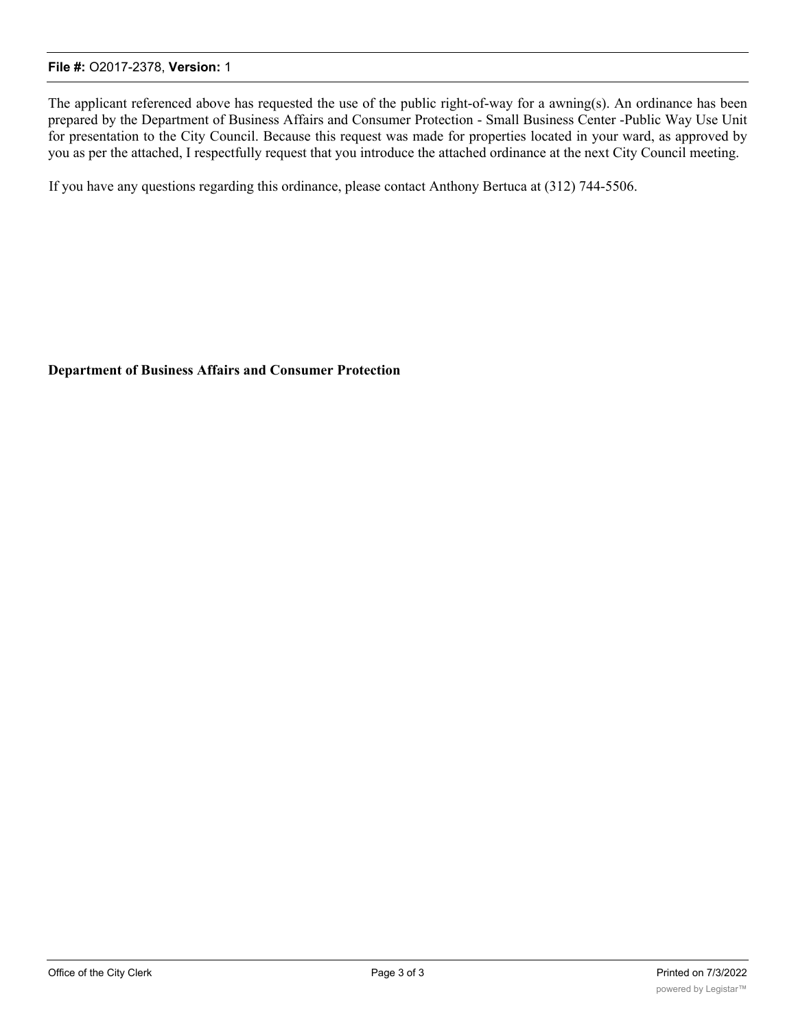The applicant referenced above has requested the use of the public right-of-way for a awning(s). An ordinance has been prepared by the Department of Business Affairs and Consumer Protection - Small Business Center -Public Way Use Unit for presentation to the City Council. Because this request was made for properties located in your ward, as approved by you as per the attached, I respectfully request that you introduce the attached ordinance at the next City Council meeting.

If you have any questions regarding this ordinance, please contact Anthony Bertuca at (312) 744-5506.

**Department of Business Affairs and Consumer Protection**